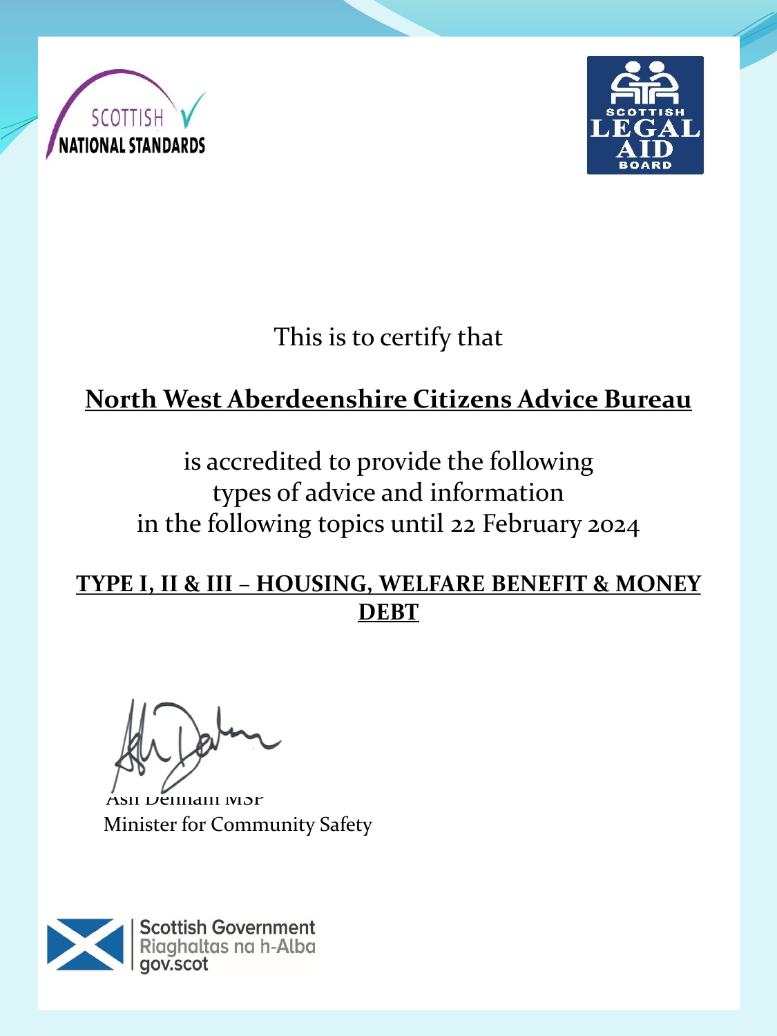SCOTTISH NATIONAL STANDARDS

SCOTTISH LEGAL AID BOARD

This is to certify that

**North West Aberdeenshire Citizens Advice Bureau**

is accredited to provide the following
types of advice and information
in the following topics until 22 February 2024

**TYPE I, II & III – HOUSING, WELFARE BENEFIT & MONEY DEBT**

Ash Denham MSP
Minister for Community Safety

Scottish Government
Riaghaltas na h-Alba
gov.scot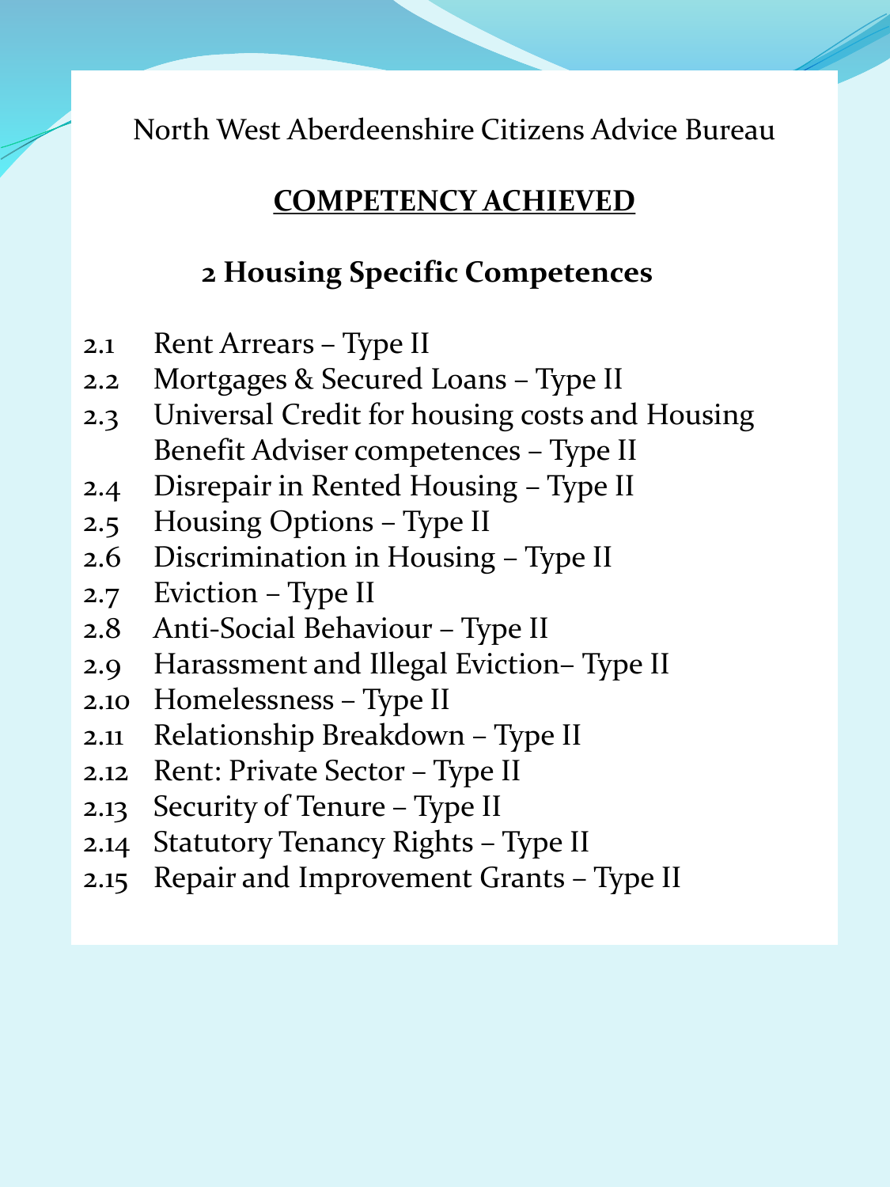North West Aberdeenshire Citizens Advice Bureau

## COMPETENCY ACHIEVED

### 2 Housing Specific Competences

- 2.1 Rent Arrears – Type II
- 2.2 Mortgages & Secured Loans – Type II
- 2.3 Universal Credit for housing costs and Housing Benefit Adviser competences – Type II
- 2.4 Disrepair in Rented Housing – Type II
- 2.5 Housing Options – Type II
- 2.6 Discrimination in Housing – Type II
- 2.7 Eviction – Type II
- 2.8 Anti-Social Behaviour – Type II
- 2.9 Harassment and Illegal Eviction– Type II
- 2.10 Homelessness – Type II
- 2.11 Relationship Breakdown – Type II
- 2.12 Rent: Private Sector – Type II
- 2.13 Security of Tenure – Type II
- 2.14 Statutory Tenancy Rights – Type II
- 2.15 Repair and Improvement Grants – Type II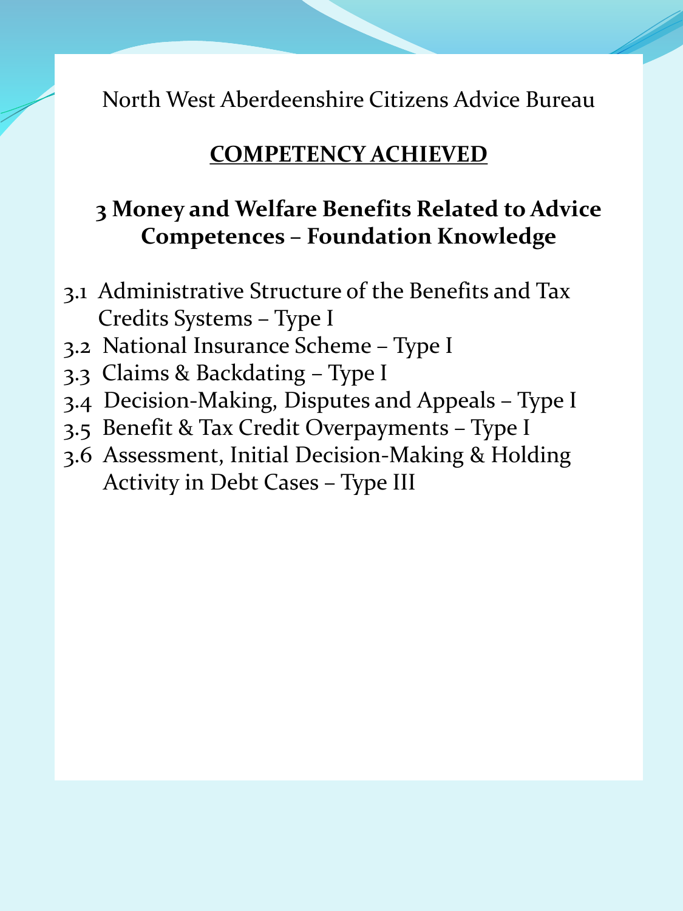North West Aberdeenshire Citizens Advice Bureau

## COMPETENCY ACHIEVED

### 3 Money and Welfare Benefits Related to Advice Competences – Foundation Knowledge

- 3.1 Administrative Structure of the Benefits and Tax Credits Systems – Type I
- 3.2 National Insurance Scheme – Type I
- 3.3 Claims & Backdating – Type I
- 3.4 Decision-Making, Disputes and Appeals – Type I
- 3.5 Benefit & Tax Credit Overpayments – Type I
- 3.6 Assessment, Initial Decision-Making & Holding Activity in Debt Cases – Type III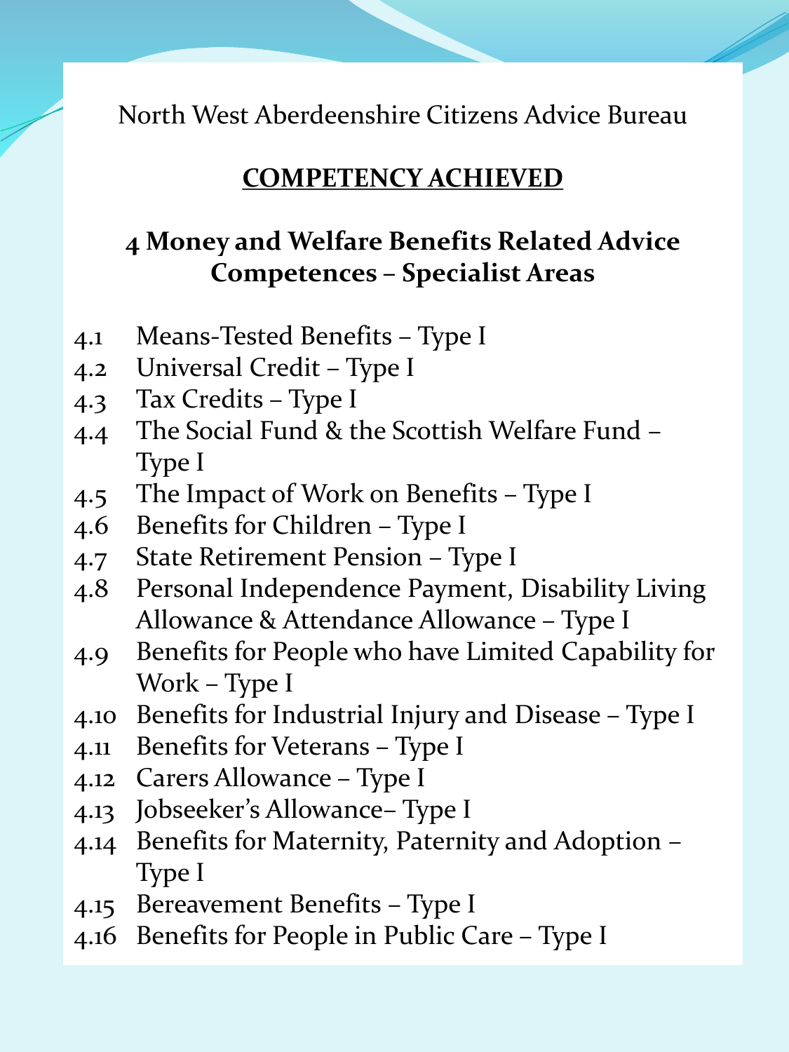North West Aberdeenshire Citizens Advice Bureau

## COMPETENCY ACHIEVED

### 4 Money and Welfare Benefits Related Advice Competences – Specialist Areas

- 4.1 Means-Tested Benefits – Type I
- 4.2 Universal Credit – Type I
- 4.3 Tax Credits – Type I
- 4.4 The Social Fund & the Scottish Welfare Fund – Type I
- 4.5 The Impact of Work on Benefits – Type I
- 4.6 Benefits for Children – Type I
- 4.7 State Retirement Pension – Type I
- 4.8 Personal Independence Payment, Disability Living Allowance & Attendance Allowance – Type I
- 4.9 Benefits for People who have Limited Capability for Work – Type I
- 4.10 Benefits for Industrial Injury and Disease – Type I
- 4.11 Benefits for Veterans – Type I
- 4.12 Carers Allowance – Type I
- 4.13 Jobseeker's Allowance– Type I
- 4.14 Benefits for Maternity, Paternity and Adoption – Type I
- 4.15 Bereavement Benefits – Type I
- 4.16 Benefits for People in Public Care – Type I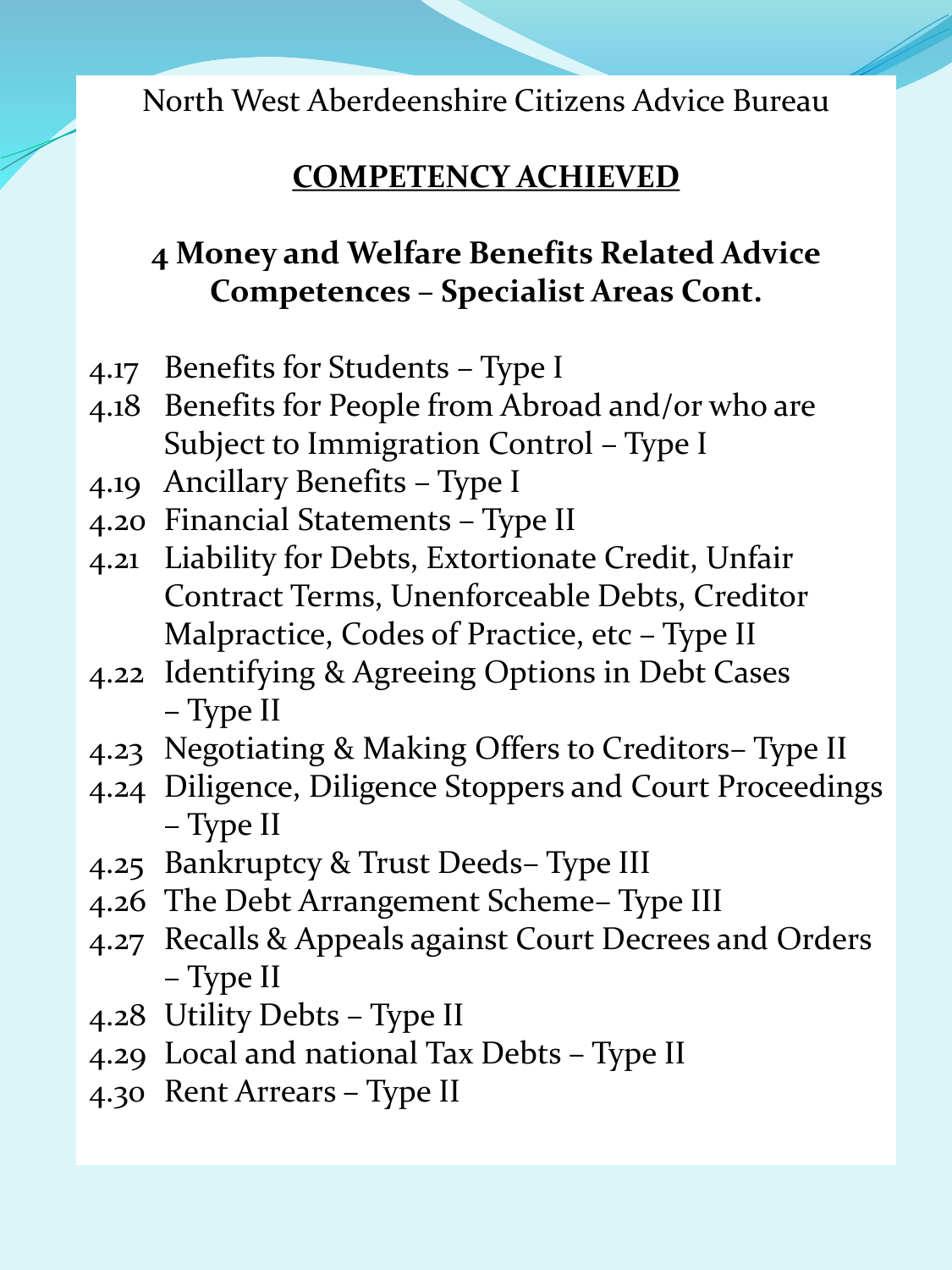North West Aberdeenshire Citizens Advice Bureau

## COMPETENCY ACHIEVED

### 4 Money and Welfare Benefits Related Advice Competences – Specialist Areas Cont.

- 4.17 Benefits for Students – Type I
- 4.18 Benefits for People from Abroad and/or who are Subject to Immigration Control – Type I
- 4.19 Ancillary Benefits – Type I
- 4.20 Financial Statements – Type II
- 4.21 Liability for Debts, Extortionate Credit, Unfair Contract Terms, Unenforceable Debts, Creditor Malpractice, Codes of Practice, etc – Type II
- 4.22 Identifying & Agreeing Options in Debt Cases – Type II
- 4.23 Negotiating & Making Offers to Creditors– Type II
- 4.24 Diligence, Diligence Stoppers and Court Proceedings – Type II
- 4.25 Bankruptcy & Trust Deeds– Type III
- 4.26 The Debt Arrangement Scheme– Type III
- 4.27 Recalls & Appeals against Court Decrees and Orders – Type II
- 4.28 Utility Debts – Type II
- 4.29 Local and national Tax Debts – Type II
- 4.30 Rent Arrears – Type II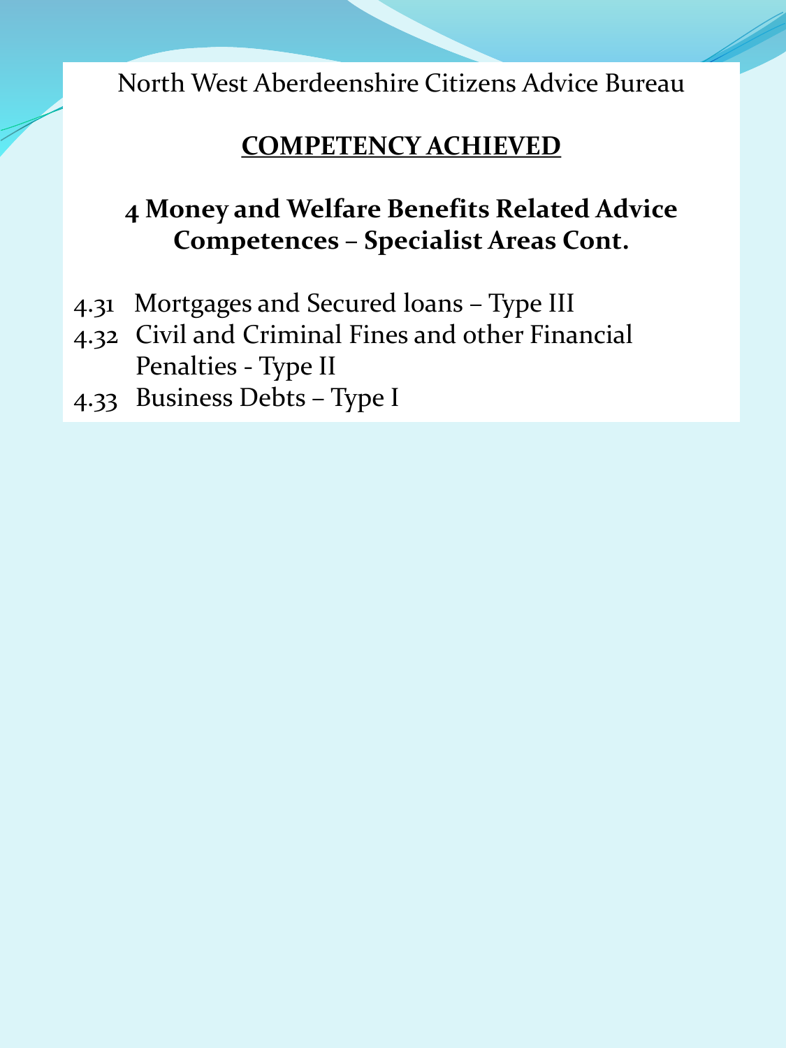North West Aberdeenshire Citizens Advice Bureau

## COMPETENCY ACHIEVED

### 4 Money and Welfare Benefits Related Advice Competences – Specialist Areas Cont.

- 4.31 Mortgages and Secured loans – Type III
- 4.32 Civil and Criminal Fines and other Financial Penalties - Type II
- 4.33 Business Debts – Type I